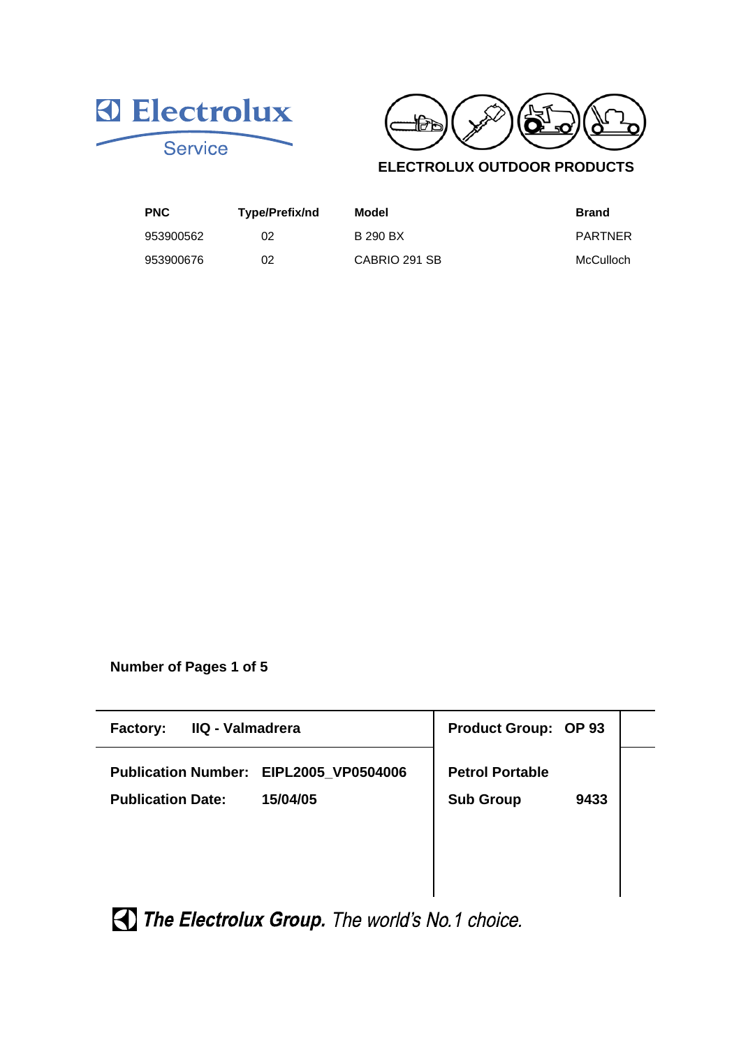Electrolux Service

ELECTROLUX OUTDOOR PRODUCTS

| PNC | Type/Prefix/nd | Model | Brand |
|---|---|---|---|
| 953900562 | 02 | B 290 BX | PARTNER |
| 953900676 | 02 | CABRIO 291 SB | McCulloch |

**Number of Pages 1 of 5**

| | |
|---|---|
| **Factory:** IIQ - Valmadrera | **Product Group:** OP 93 |
| **Publication Number:** EIPL2005_VP0504006 | **Petrol Portable** |
| **Publication Date:** 15/04/05 | **Sub Group** 9433 |

***The Electrolux Group.*** *The world's No.1 choice.*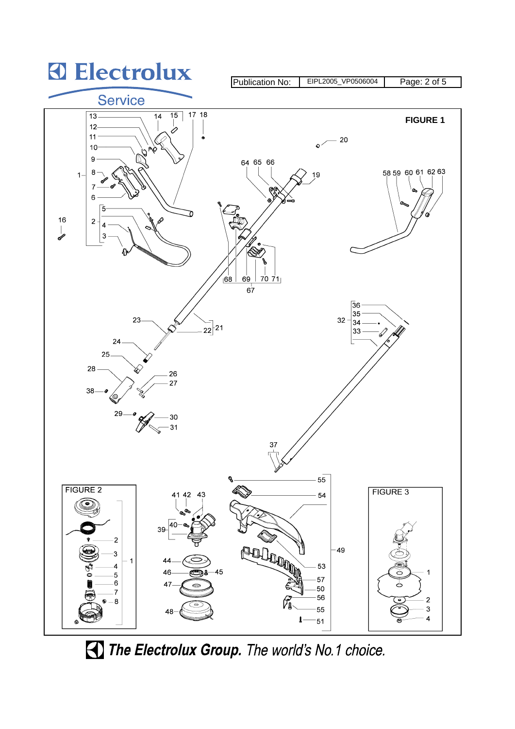Publication No: EIPL2005_VP0506004

**FIGURE 1**

**FIGURE 2**

**FIGURE 3**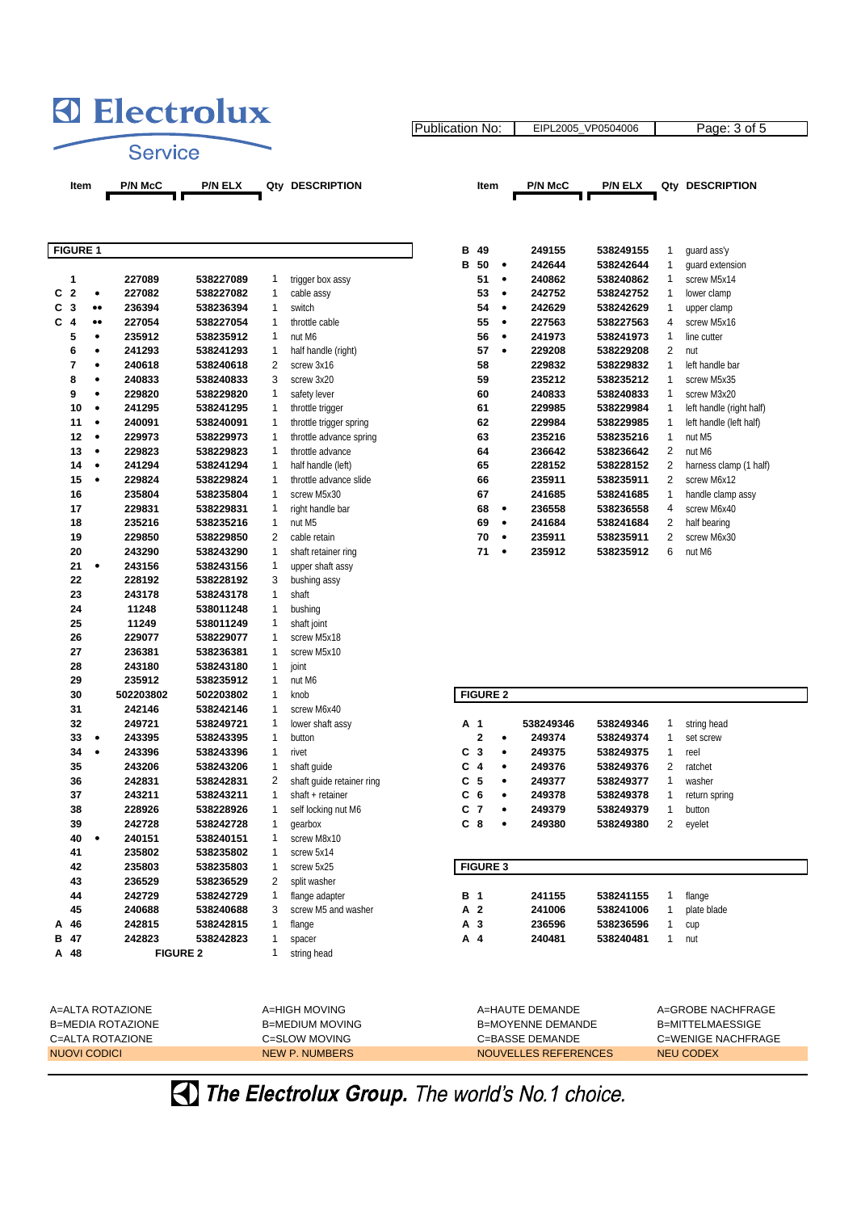# Electrolux Service

| Publication No: | EIPL2005_VP0504006 |
|---|---|

## FIGURE 1

| | Item | | P/N McC | P/N ELX | Qty | DESCRIPTION |
|---|---|---|---|---|---|---|
| | 1 | | 227089 | 538227089 | 1 | trigger box assy |
| C | 2 | • | 227082 | 538227082 | 1 | cable assy |
| C | 3 | •• | 236394 | 538236394 | 1 | switch |
| C | 4 | •• | 227054 | 538227054 | 1 | throttle cable |
| | 5 | • | 235912 | 538235912 | 1 | nut M6 |
| | 6 | • | 241293 | 538241293 | 1 | half handle (right) |
| | 7 | • | 240618 | 538240618 | 2 | screw 3x16 |
| | 8 | • | 240833 | 538240833 | 3 | screw 3x20 |
| | 9 | • | 229820 | 538229820 | 1 | safety lever |
| | 10 | • | 241295 | 538241295 | 1 | throttle trigger |
| | 11 | • | 240091 | 538240091 | 1 | throttle trigger spring |
| | 12 | • | 229973 | 538229973 | 1 | throttle advance spring |
| | 13 | • | 229823 | 538229823 | 1 | throttle advance |
| | 14 | • | 241294 | 538241294 | 1 | half handle (left) |
| | 15 | • | 229824 | 538229824 | 1 | throttle advance slide |
| | 16 | | 235804 | 538235804 | 1 | screw M5x30 |
| | 17 | | 229831 | 538229831 | 1 | right handle bar |
| | 18 | | 235216 | 538235216 | 1 | nut M5 |
| | 19 | | 229850 | 538229850 | 2 | cable retain |
| | 20 | | 243290 | 538243290 | 1 | shaft retainer ring |
| | 21 | • | 243156 | 538243156 | 1 | upper shaft assy |
| | 22 | | 228192 | 538228192 | 3 | bushing assy |
| | 23 | | 243178 | 538243178 | 1 | shaft |
| | 24 | | 11248 | 538011248 | 1 | bushing |
| | 25 | | 11249 | 538011249 | 1 | shaft joint |
| | 26 | | 229077 | 538229077 | 1 | screw M5x18 |
| | 27 | | 236381 | 538236381 | 1 | screw M5x10 |
| | 28 | | 243180 | 538243180 | 1 | joint |
| | 29 | | 235912 | 538235912 | 1 | nut M6 |
| | 30 | | 502203802 | 502203802 | 1 | knob |
| | 31 | | 242146 | 538242146 | 1 | screw M6x40 |
| | 32 | | 249721 | 538249721 | 1 | lower shaft assy |
| | 33 | • | 243395 | 538243395 | 1 | button |
| | 34 | • | 243396 | 538243396 | 1 | rivet |
| | 35 | | 243206 | 538243206 | 1 | shaft guide |
| | 36 | | 242831 | 538242831 | 2 | shaft guide retainer ring |
| | 37 | | 243211 | 538243211 | 1 | shaft + retainer |
| | 38 | | 228926 | 538228926 | 1 | self locking nut M6 |
| | 39 | | 242728 | 538242728 | 1 | gearbox |
| | 40 | • | 240151 | 538240151 | 1 | screw M8x10 |
| | 41 | | 235802 | 538235802 | 1 | screw 5x14 |
| | 42 | | 235803 | 538235803 | 1 | screw 5x25 |
| | 43 | | 236529 | 538236529 | 2 | split washer |
| | 44 | | 242729 | 538242729 | 1 | flange adapter |
| | 45 | | 240688 | 538240688 | 3 | screw M5 and washer |
| A | 46 | | 242815 | 538242815 | 1 | flange |
| B | 47 | | 242823 | 538242823 | 1 | spacer |
| A | 48 | | FIGURE 2 | | 1 | string head |
| B | 49 | | 249155 | 538249155 | 1 | guard ass'y |
| B | 50 | • | 242644 | 538242644 | 1 | guard extension |
| | 51 | • | 240862 | 538240862 | 1 | screw M5x14 |
| | 53 | • | 242752 | 538242752 | 1 | lower clamp |
| | 54 | • | 242629 | 538242629 | 1 | upper clamp |
| | 55 | • | 227563 | 538227563 | 4 | screw M5x16 |
| | 56 | • | 241973 | 538241973 | 1 | line cutter |
| | 57 | • | 229208 | 538229208 | 2 | nut |
| | 58 | | 229832 | 538229832 | 1 | left handle bar |
| | 59 | | 235212 | 538235212 | 1 | screw M5x35 |
| | 60 | | 240833 | 538240833 | 1 | screw M3x20 |
| | 61 | | 229985 | 538229984 | 1 | left handle (right half) |
| | 62 | | 229984 | 538229985 | 1 | left handle (left half) |
| | 63 | | 235216 | 538235216 | 1 | nut M5 |
| | 64 | | 236642 | 538236642 | 2 | nut M6 |
| | 65 | | 228152 | 538228152 | 2 | harness clamp (1 half) |
| | 66 | | 235911 | 538235911 | 2 | screw M6x12 |
| | 67 | | 241685 | 538241685 | 1 | handle clamp assy |
| | 68 | • | 236558 | 538236558 | 4 | screw M6x40 |
| | 69 | • | 241684 | 538241684 | 2 | half bearing |
| | 70 | • | 235911 | 538235911 | 2 | screw M6x30 |
| | 71 | • | 235912 | 538235912 | 6 | nut M6 |

## FIGURE 2

| | Item | | P/N McC | P/N ELX | Qty | DESCRIPTION |
|---|---|---|---|---|---|---|
| A | 1 | | 538249346 | 538249346 | 1 | string head |
| | 2 | • | 249374 | 538249374 | 1 | set screw |
| C | 3 | • | 249375 | 538249375 | 1 | reel |
| C | 4 | • | 249376 | 538249376 | 2 | ratchet |
| C | 5 | • | 249377 | 538249377 | 1 | washer |
| C | 6 | • | 249378 | 538249378 | 1 | return spring |
| C | 7 | • | 249379 | 538249379 | 1 | button |
| C | 8 | • | 249380 | 538249380 | 2 | eyelet |

## FIGURE 3

| | Item | P/N McC | P/N ELX | Qty | DESCRIPTION |
|---|---|---|---|---|---|
| B | 1 | 241155 | 538241155 | 1 | flange |
| A | 2 | 241006 | 538241006 | 1 | plate blade |
| A | 3 | 236596 | 538236596 | 1 | cup |
| A | 4 | 240481 | 538240481 | 1 | nut |

| | | | |
|---|---|---|---|
| A=ALTA ROTAZIONE | A=HIGH MOVING | A=HAUTE DEMANDE | A=GROBE NACHFRAGE |
| B=MEDIA ROTAZIONE | B=MEDIUM MOVING | B=MOYENNE DEMANDE | B=MITTELMAESSIGE |
| C=ALTA ROTAZIONE | C=SLOW MOVING | C=BASSE DEMANDE | C=WENIGE NACHFRAGE |
| NUOVI CODICI | NEW P. NUMBERS | NOUVELLES REFERENCES | NEU CODEX |

*The Electrolux Group. The world's No.1 choice.*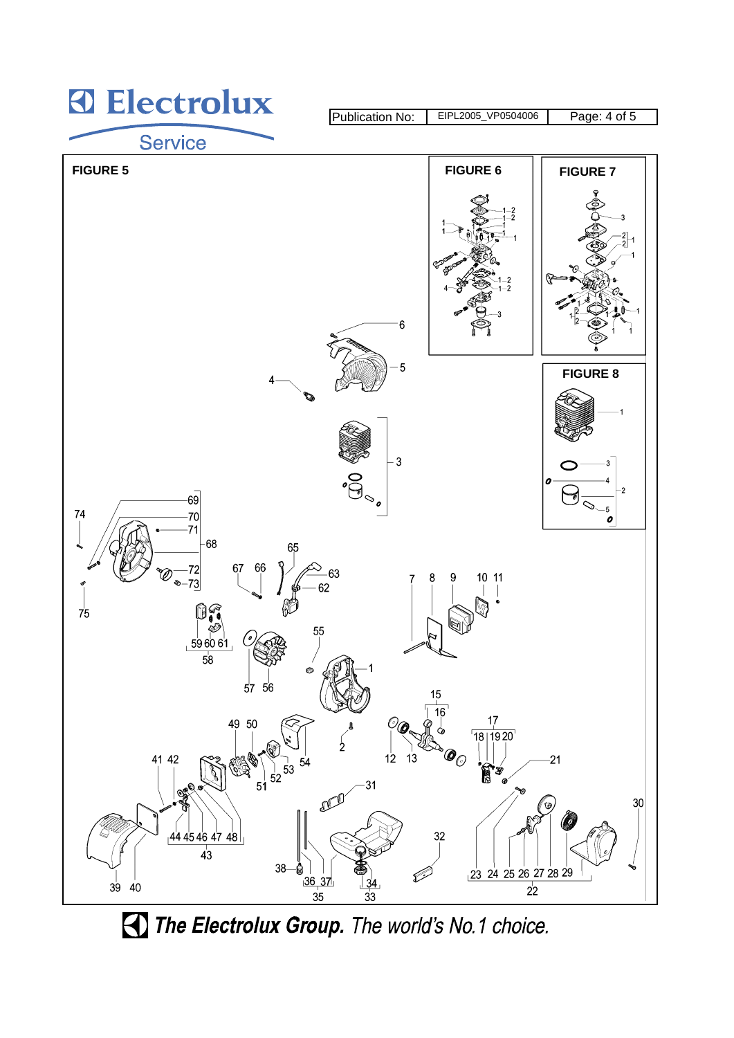| Publication No: | EIPL2005_VP0504006 |
| --- | --- |

## FIGURE 5

## FIGURE 6

## FIGURE 7

## FIGURE 8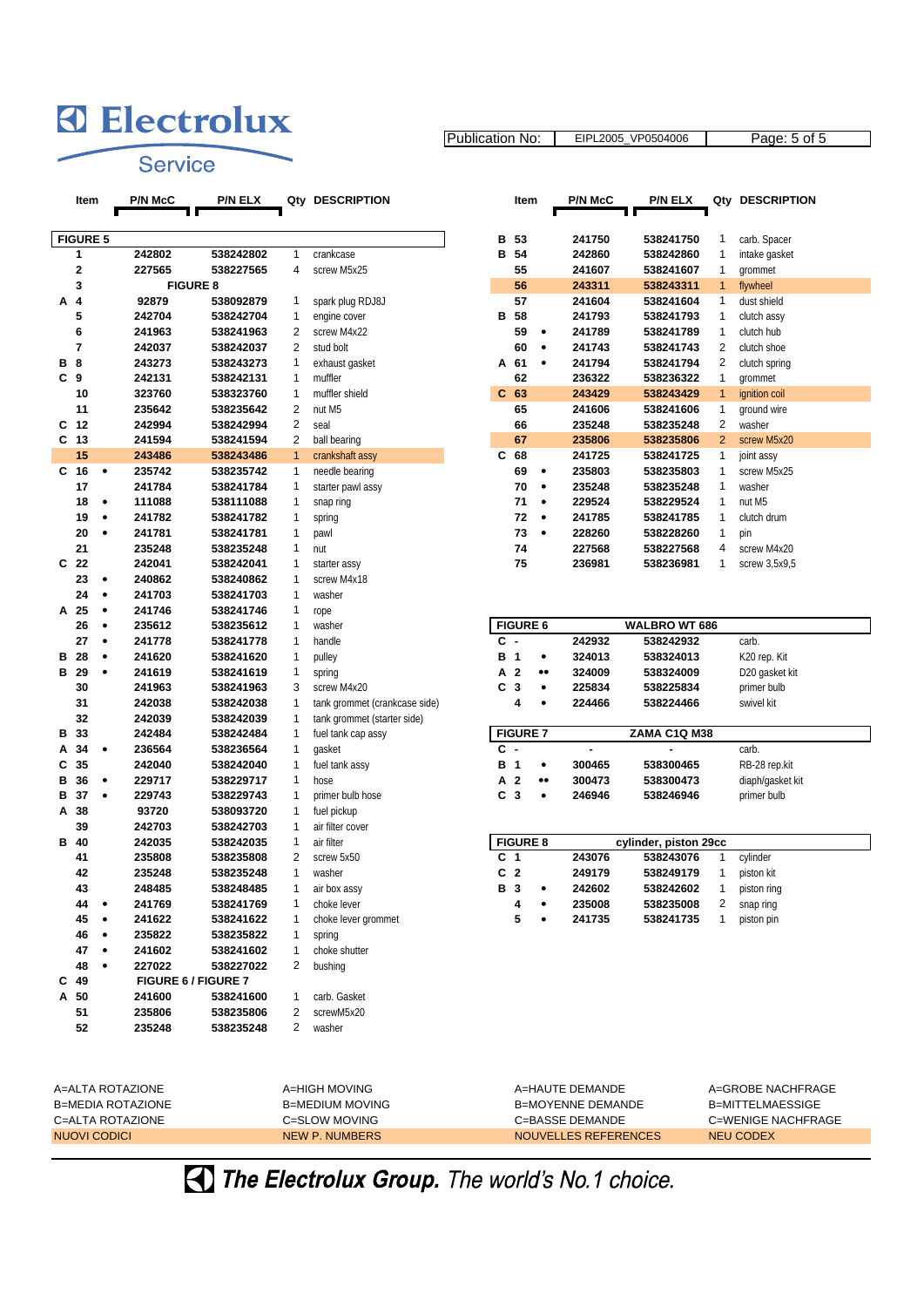# Electrolux Service

Publication No: EIPL2005_VP0504006

| | Item | | P/N McC | P/N ELX | Qty | DESCRIPTION |
|---|---|---|---|---|---|---|
| **FIGURE 5** | | | | | | |
| | 1 | | 242802 | 538242802 | 1 | crankcase |
| | 2 | | 227565 | 538227565 | 4 | screw M5x25 |
| | 3 | | FIGURE 8 | | | |
| A | 4 | | 92879 | 538092879 | 1 | spark plug RDJ8J |
| | 5 | | 242704 | 538242704 | 1 | engine cover |
| | 6 | | 241963 | 538241963 | 2 | screw M4x22 |
| | 7 | | 242037 | 538242037 | 2 | stud bolt |
| B | 8 | | 243273 | 538243273 | 1 | exhaust gasket |
| C | 9 | | 242131 | 538242131 | 1 | muffler |
| | 10 | | 323760 | 538323760 | 1 | muffler shield |
| | 11 | | 235642 | 538235642 | 2 | nut M5 |
| C | 12 | | 242994 | 538242994 | 2 | seal |
| C | 13 | | 241594 | 538241594 | 2 | ball bearing |
| | 15 | | 243486 | 538243486 | 1 | crankshaft assy |
| C | 16 | • | 235742 | 538235742 | 1 | needle bearing |
| | 17 | | 241784 | 538241784 | 1 | starter pawl assy |
| | 18 | • | 111088 | 538111088 | 1 | snap ring |
| | 19 | • | 241782 | 538241782 | 1 | spring |
| | 20 | • | 241781 | 538241781 | 1 | pawl |
| | 21 | | 235248 | 538235248 | 1 | nut |
| C | 22 | | 242041 | 538242041 | 1 | starter assy |
| | 23 | • | 240862 | 538240862 | 1 | screw M4x18 |
| | 24 | • | 241703 | 538241703 | 1 | washer |
| A | 25 | • | 241746 | 538241746 | 1 | rope |
| | 26 | • | 235612 | 538235612 | 1 | washer |
| | 27 | • | 241778 | 538241778 | 1 | handle |
| B | 28 | • | 241620 | 538241620 | 1 | pulley |
| B | 29 | • | 241619 | 538241619 | 1 | spring |
| | 30 | | 241963 | 538241963 | 3 | screw M4x20 |
| | 31 | | 242038 | 538242038 | 1 | tank grommet (crankcase side) |
| | 32 | | 242039 | 538242039 | 1 | tank grommet (starter side) |
| B | 33 | | 242484 | 538242484 | 1 | fuel tank cap assy |
| A | 34 | • | 236564 | 538236564 | 1 | gasket |
| C | 35 | | 242040 | 538242040 | 1 | fuel tank assy |
| B | 36 | • | 229717 | 538229717 | 1 | hose |
| B | 37 | • | 229743 | 538229743 | 1 | primer bulb hose |
| A | 38 | | 93720 | 538093720 | 1 | fuel pickup |
| | 39 | | 242703 | 538242703 | 1 | air filter cover |
| B | 40 | | 242035 | 538242035 | 1 | air filter |
| | 41 | | 235808 | 538235808 | 2 | screw 5x50 |
| | 42 | | 235248 | 538235248 | 1 | washer |
| | 43 | | 248485 | 538248485 | 1 | air box assy |
| | 44 | • | 241769 | 538241769 | 1 | choke lever |
| | 45 | • | 241622 | 538241622 | 1 | choke lever grommet |
| | 46 | • | 235822 | 538235822 | 1 | spring |
| | 47 | • | 241602 | 538241602 | 1 | choke shutter |
| | 48 | • | 227022 | 538227022 | 2 | bushing |
| C | 49 | | FIGURE 6 / FIGURE 7 | | | |
| A | 50 | | 241600 | 538241600 | 1 | carb. Gasket |
| | 51 | | 235806 | 538235806 | 2 | screwM5x20 |
| | 52 | | 235248 | 538235248 | 2 | washer |
| B | 53 | | 241750 | 538241750 | 1 | carb. Spacer |
| B | 54 | | 242860 | 538242860 | 1 | intake gasket |
| | 55 | | 241607 | 538241607 | 1 | grommet |
| | 56 | | 243311 | 538243311 | 1 | flywheel |
| | 57 | | 241604 | 538241604 | 1 | dust shield |
| B | 58 | | 241793 | 538241793 | 1 | clutch assy |
| | 59 | • | 241789 | 538241789 | 1 | clutch hub |
| | 60 | • | 241743 | 538241743 | 2 | clutch shoe |
| A | 61 | • | 241794 | 538241794 | 2 | clutch spring |
| | 62 | | 236322 | 538236322 | 1 | grommet |
| C | 63 | | 243429 | 538243429 | 1 | ignition coil |
| | 65 | | 241606 | 538241606 | 1 | ground wire |
| | 66 | | 235248 | 538235248 | 2 | washer |
| | 67 | | 235806 | 538235806 | 2 | screw M5x20 |
| C | 68 | | 241725 | 538241725 | 1 | joint assy |
| | 69 | • | 235803 | 538235803 | 1 | screw M5x25 |
| | 70 | • | 235248 | 538235248 | 1 | washer |
| | 71 | • | 229524 | 538229524 | 1 | nut M5 |
| | 72 | • | 241785 | 538241785 | 1 | clutch drum |
| | 73 | • | 228260 | 538228260 | 1 | pin |
| | 74 | | 227568 | 538227568 | 4 | screw M4x20 |
| | 75 | | 236981 | 538236981 | 1 | screw 3,5x9,5 |

| | Item | | P/N McC | P/N ELX | Qty | DESCRIPTION |
|---|---|---|---|---|---|---|
| **FIGURE 6** | | | WALBRO WT 686 | | | |
| C | - | | 242932 | 538242932 | | carb. |
| B | 1 | • | 324013 | 538324013 | | K20 rep. Kit |
| A | 2 | •• | 324009 | 538324009 | | D20 gasket kit |
| C | 3 | • | 225834 | 538225834 | | primer bulb |
| | 4 | • | 224466 | 538224466 | | swivel kit |
| **FIGURE 7** | | | ZAMA C1Q M38 | | | |
| C | - | | - | - | | carb. |
| B | 1 | • | 300465 | 538300465 | | RB-28 rep.kit |
| A | 2 | •• | 300473 | 538300473 | | diaph/gasket kit |
| C | 3 | • | 246946 | 538246946 | | primer bulb |
| **FIGURE 8** | | | cylinder, piston 29cc | | | |
| C | 1 | | 243076 | 538243076 | 1 | cylinder |
| C | 2 | | 249179 | 538249179 | 1 | piston kit |
| B | 3 | • | 242602 | 538242602 | 1 | piston ring |
| | 4 | • | 235008 | 538235008 | 2 | snap ring |
| | 5 | • | 241735 | 538241735 | 1 | piston pin |

| | | | |
|---|---|---|---|
| A=ALTA ROTAZIONE | A=HIGH MOVING | A=HAUTE DEMANDE | A=GROBE NACHFRAGE |
| B=MEDIA ROTAZIONE | B=MEDIUM MOVING | B=MOYENNE DEMANDE | B=MITTELMAESSIGE |
| C=ALTA ROTAZIONE | C=SLOW MOVING | C=BASSE DEMANDE | C=WENIGE NACHFRAGE |
| NUOVI CODICI | NEW P. NUMBERS | NOUVELLES REFERENCES | NEU CODEX |

***The Electrolux Group.** The world's No.1 choice.*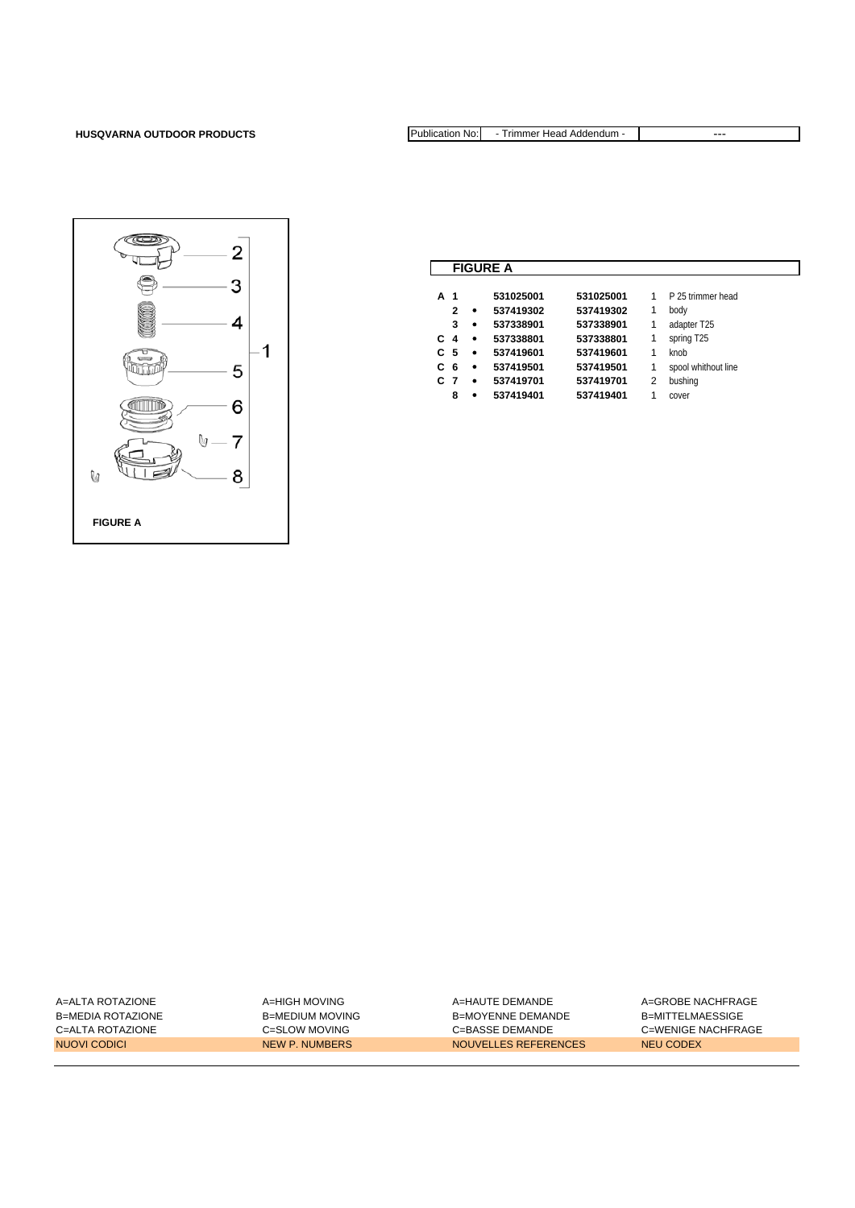HUSQVARNA OUTDOOR PRODUCTS

| Publication No: | - Trimmer Head Addendum - | --- |
|---|---|---|

2
3
4
1
5
6
7
8

FIGURE A

## FIGURE A

| | | | | | | |
|---|---|---|---|---|---|---|
| A | 1 | | 531025001 | 531025001 | 1 | P 25 trimmer head |
| | 2 | • | 537419302 | 537419302 | 1 | body |
| | 3 | • | 537338901 | 537338901 | 1 | adapter T25 |
| C | 4 | • | 537338801 | 537338801 | 1 | spring T25 |
| C | 5 | • | 537419601 | 537419601 | 1 | knob |
| C | 6 | • | 537419501 | 537419501 | 1 | spool whithout line |
| C | 7 | • | 537419701 | 537419701 | 2 | bushing |
| | 8 | • | 537419401 | 537419401 | 1 | cover |

| | | | |
|---|---|---|---|
| A=ALTA ROTAZIONE | A=HIGH MOVING | A=HAUTE DEMANDE | A=GROBE NACHFRAGE |
| B=MEDIA ROTAZIONE | B=MEDIUM MOVING | B=MOYENNE DEMANDE | B=MITTELMAESSIGE |
| C=ALTA ROTAZIONE | C=SLOW MOVING | C=BASSE DEMANDE | C=WENIGE NACHFRAGE |
| NUOVI CODICI | NEW P. NUMBERS | NOUVELLES REFERENCES | NEU CODEX |